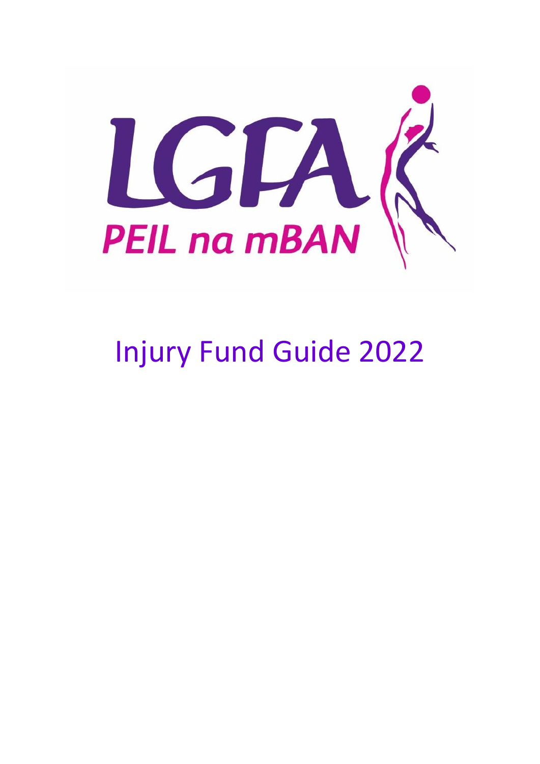LGFA

PEIL na mBAN

# Injury Fund Guide 2022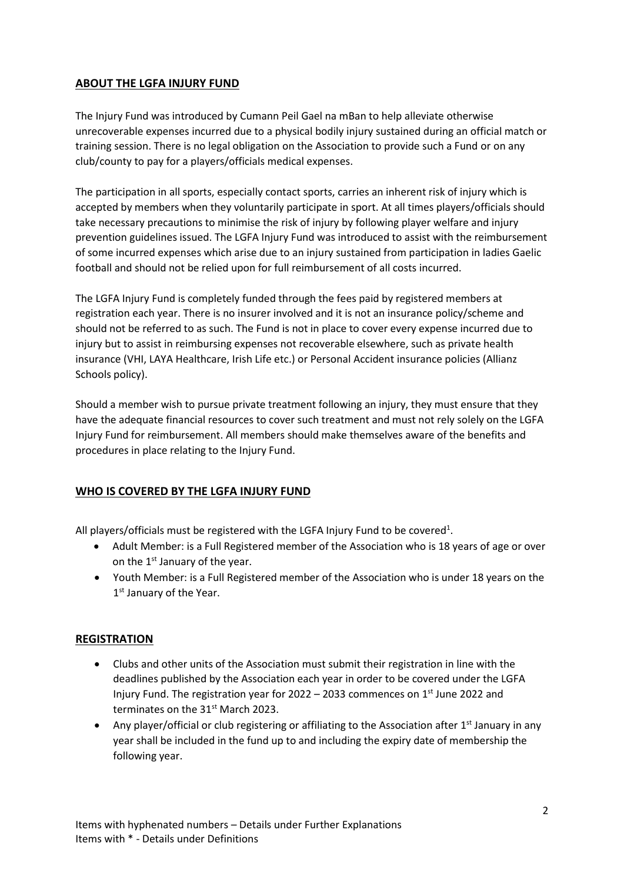## ABOUT THE LGFA INJURY FUND

The Injury Fund was introduced by Cumann Peil Gael na mBan to help alleviate otherwise unrecoverable expenses incurred due to a physical bodily injury sustained during an official match or training session. There is no legal obligation on the Association to provide such a Fund or on any club/county to pay for a players/officials medical expenses.

The participation in all sports, especially contact sports, carries an inherent risk of injury which is accepted by members when they voluntarily participate in sport. At all times players/officials should take necessary precautions to minimise the risk of injury by following player welfare and injury prevention guidelines issued. The LGFA Injury Fund was introduced to assist with the reimbursement of some incurred expenses which arise due to an injury sustained from participation in ladies Gaelic football and should not be relied upon for full reimbursement of all costs incurred.

The LGFA Injury Fund is completely funded through the fees paid by registered members at registration each year. There is no insurer involved and it is not an insurance policy/scheme and should not be referred to as such. The Fund is not in place to cover every expense incurred due to injury but to assist in reimbursing expenses not recoverable elsewhere, such as private health insurance (VHI, LAYA Healthcare, Irish Life etc.) or Personal Accident insurance policies (Allianz Schools policy).

Should a member wish to pursue private treatment following an injury, they must ensure that they have the adequate financial resources to cover such treatment and must not rely solely on the LGFA Injury Fund for reimbursement. All members should make themselves aware of the benefits and procedures in place relating to the Injury Fund.

## WHO IS COVERED BY THE LGFA INJURY FUND

All players/officials must be registered with the LGFA Injury Fund to be covered[1].

- Adult Member: is a Full Registered member of the Association who is 18 years of age or over on the 1st January of the year.
- Youth Member: is a Full Registered member of the Association who is under 18 years on the 1st January of the Year.

## REGISTRATION

- Clubs and other units of the Association must submit their registration in line with the deadlines published by the Association each year in order to be covered under the LGFA Injury Fund. The registration year for 2022 – 2033 commences on 1st June 2022 and terminates on the 31st March 2023.
- Any player/official or club registering or affiliating to the Association after 1st January in any year shall be included in the fund up to and including the expiry date of membership the following year.

Items with hyphenated numbers – Details under Further Explanations
Items with * - Details under Definitions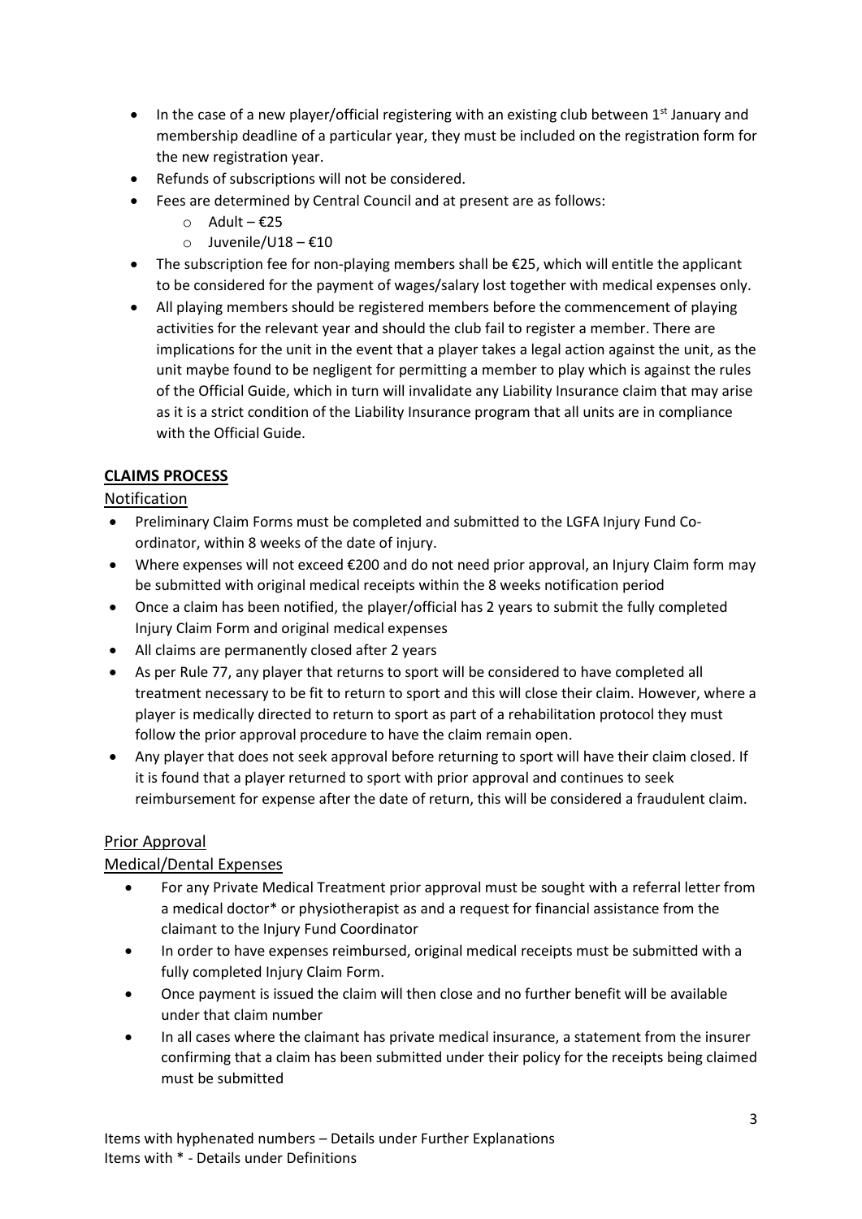- In the case of a new player/official registering with an existing club between 1st January and membership deadline of a particular year, they must be included on the registration form for the new registration year.
- Refunds of subscriptions will not be considered.
- Fees are determined by Central Council and at present are as follows:
  - Adult – €25
  - Juvenile/U18 – €10
- The subscription fee for non-playing members shall be €25, which will entitle the applicant to be considered for the payment of wages/salary lost together with medical expenses only.
- All playing members should be registered members before the commencement of playing activities for the relevant year and should the club fail to register a member. There are implications for the unit in the event that a player takes a legal action against the unit, as the unit maybe found to be negligent for permitting a member to play which is against the rules of the Official Guide, which in turn will invalidate any Liability Insurance claim that may arise as it is a strict condition of the Liability Insurance program that all units are in compliance with the Official Guide.

## CLAIMS PROCESS

### Notification

- Preliminary Claim Forms must be completed and submitted to the LGFA Injury Fund Co-ordinator, within 8 weeks of the date of injury.
- Where expenses will not exceed €200 and do not need prior approval, an Injury Claim form may be submitted with original medical receipts within the 8 weeks notification period
- Once a claim has been notified, the player/official has 2 years to submit the fully completed Injury Claim Form and original medical expenses
- All claims are permanently closed after 2 years
- As per Rule 77, any player that returns to sport will be considered to have completed all treatment necessary to be fit to return to sport and this will close their claim. However, where a player is medically directed to return to sport as part of a rehabilitation protocol they must follow the prior approval procedure to have the claim remain open.
- Any player that does not seek approval before returning to sport will have their claim closed. If it is found that a player returned to sport with prior approval and continues to seek reimbursement for expense after the date of return, this will be considered a fraudulent claim.

### Prior Approval

### Medical/Dental Expenses

- For any Private Medical Treatment prior approval must be sought with a referral letter from a medical doctor* or physiotherapist as and a request for financial assistance from the claimant to the Injury Fund Coordinator
- In order to have expenses reimbursed, original medical receipts must be submitted with a fully completed Injury Claim Form.
- Once payment is issued the claim will then close and no further benefit will be available under that claim number
- In all cases where the claimant has private medical insurance, a statement from the insurer confirming that a claim has been submitted under their policy for the receipts being claimed must be submitted

Items with hyphenated numbers – Details under Further Explanations
Items with * - Details under Definitions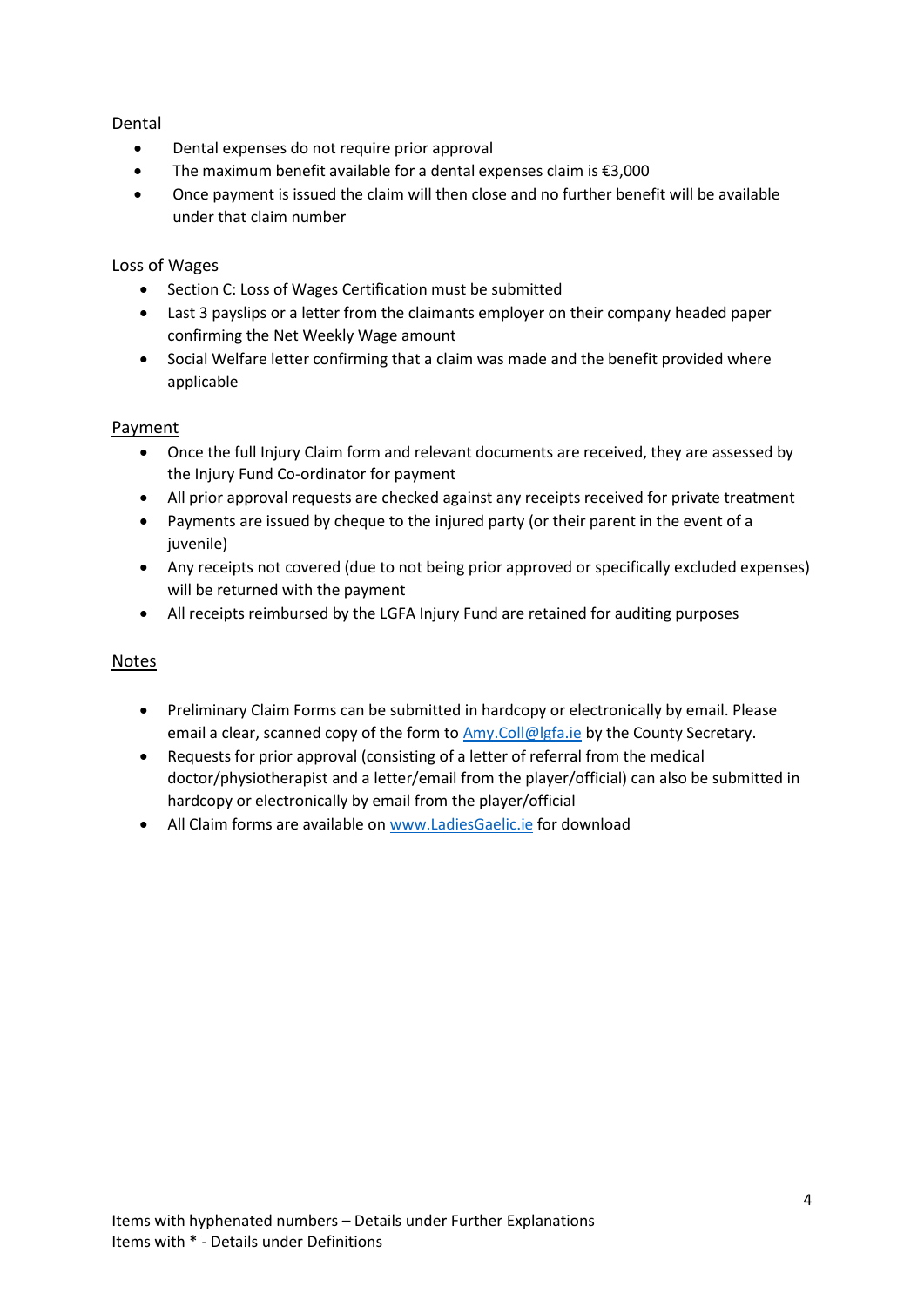## Dental

- Dental expenses do not require prior approval
- The maximum benefit available for a dental expenses claim is €3,000
- Once payment is issued the claim will then close and no further benefit will be available under that claim number

## Loss of Wages

- Section C: Loss of Wages Certification must be submitted
- Last 3 payslips or a letter from the claimants employer on their company headed paper confirming the Net Weekly Wage amount
- Social Welfare letter confirming that a claim was made and the benefit provided where applicable

## Payment

- Once the full Injury Claim form and relevant documents are received, they are assessed by the Injury Fund Co-ordinator for payment
- All prior approval requests are checked against any receipts received for private treatment
- Payments are issued by cheque to the injured party (or their parent in the event of a juvenile)
- Any receipts not covered (due to not being prior approved or specifically excluded expenses) will be returned with the payment
- All receipts reimbursed by the LGFA Injury Fund are retained for auditing purposes

## Notes

- Preliminary Claim Forms can be submitted in hardcopy or electronically by email. Please email a clear, scanned copy of the form to [Amy.Coll@lgfa.ie](mailto:Amy.Coll@lgfa.ie) by the County Secretary.
- Requests for prior approval (consisting of a letter of referral from the medical doctor/physiotherapist and a letter/email from the player/official) can also be submitted in hardcopy or electronically by email from the player/official
- All Claim forms are available on [www.LadiesGaelic.ie](http://www.LadiesGaelic.ie) for download

Items with hyphenated numbers – Details under Further Explanations
Items with * - Details under Definitions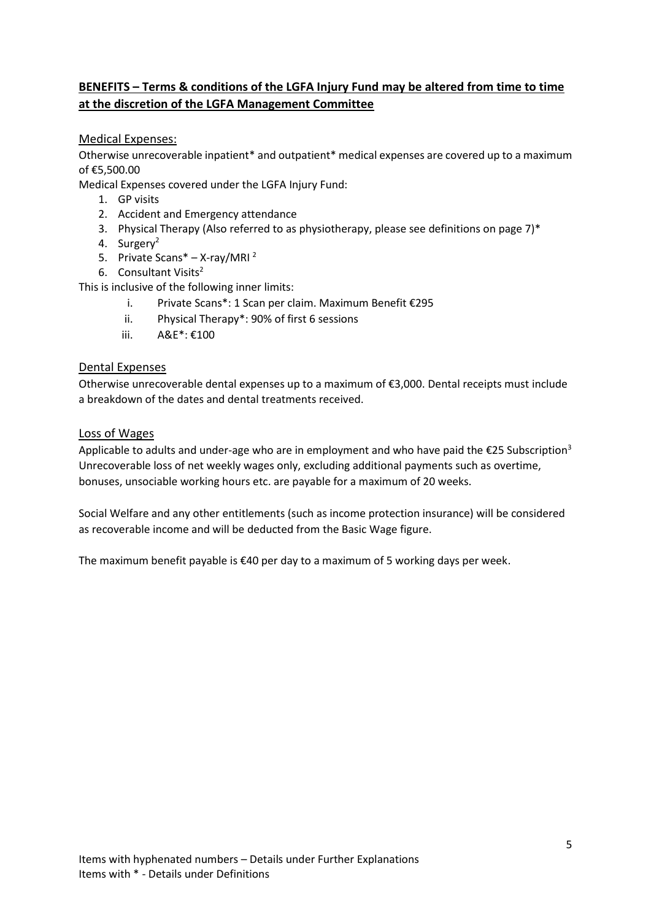## **BENEFITS – Terms & conditions of the LGFA Injury Fund may be altered from time to time at the discretion of the LGFA Management Committee**

### Medical Expenses:

Otherwise unrecoverable inpatient* and outpatient* medical expenses are covered up to a maximum of €5,500.00

Medical Expenses covered under the LGFA Injury Fund:

1. GP visits
2. Accident and Emergency attendance
3. Physical Therapy (Also referred to as physiotherapy, please see definitions on page 7)*
4. Surgery[2]
5. Private Scans* – X-ray/MRI [2]
6. Consultant Visits[2]

This is inclusive of the following inner limits:

- i. Private Scans*: 1 Scan per claim. Maximum Benefit €295
- ii. Physical Therapy*: 90% of first 6 sessions
- iii. A&E*: €100

### Dental Expenses

Otherwise unrecoverable dental expenses up to a maximum of €3,000. Dental receipts must include a breakdown of the dates and dental treatments received.

### Loss of Wages

Applicable to adults and under-age who are in employment and who have paid the €25 Subscription[3] Unrecoverable loss of net weekly wages only, excluding additional payments such as overtime, bonuses, unsociable working hours etc. are payable for a maximum of 20 weeks.

Social Welfare and any other entitlements (such as income protection insurance) will be considered as recoverable income and will be deducted from the Basic Wage figure.

The maximum benefit payable is €40 per day to a maximum of 5 working days per week.

Items with hyphenated numbers – Details under Further Explanations
Items with * - Details under Definitions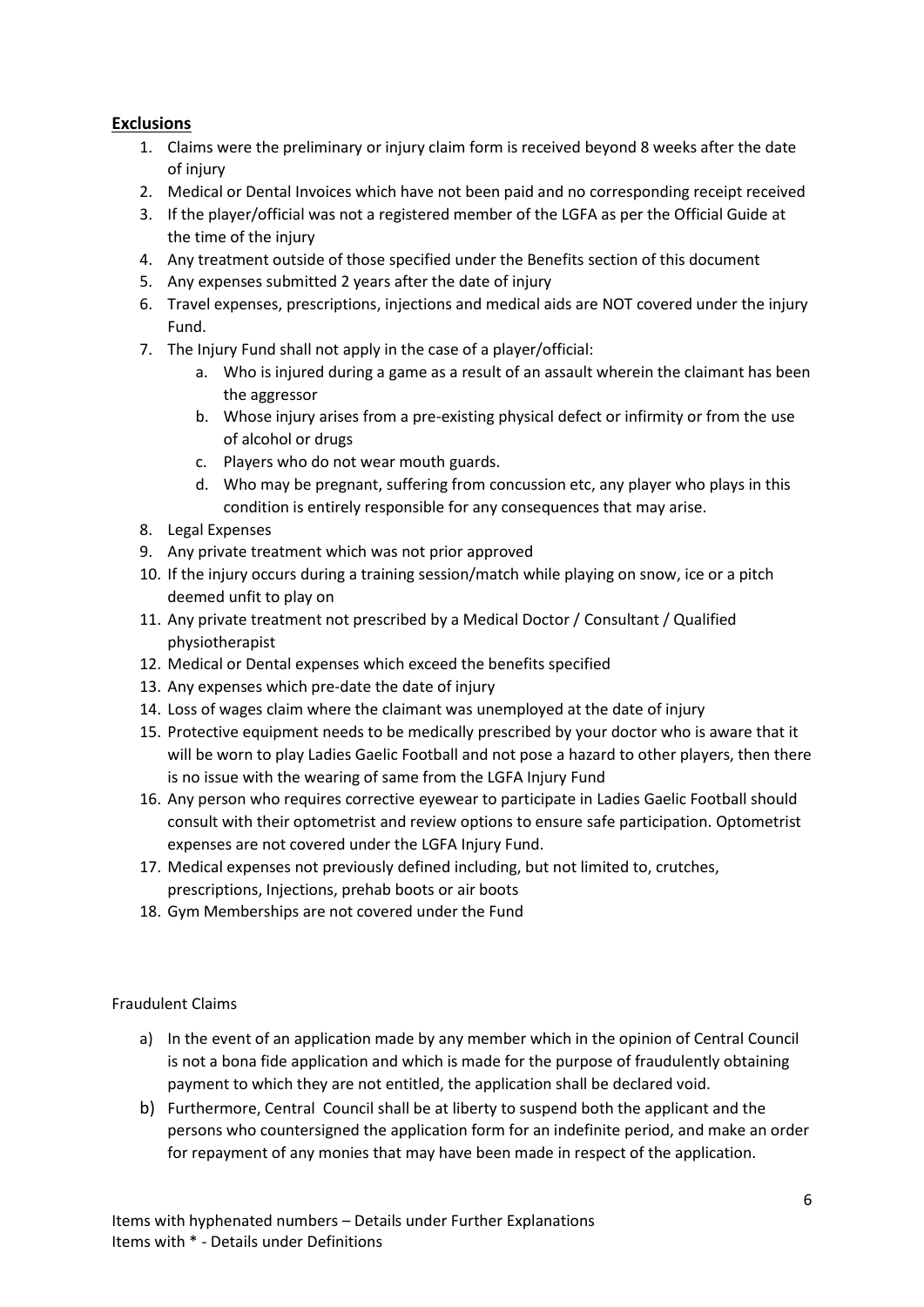## **Exclusions**

1. Claims were the preliminary or injury claim form is received beyond 8 weeks after the date of injury
2. Medical or Dental Invoices which have not been paid and no corresponding receipt received
3. If the player/official was not a registered member of the LGFA as per the Official Guide at the time of the injury
4. Any treatment outside of those specified under the Benefits section of this document
5. Any expenses submitted 2 years after the date of injury
6. Travel expenses, prescriptions, injections and medical aids are NOT covered under the injury Fund.
7. The Injury Fund shall not apply in the case of a player/official:
   a. Who is injured during a game as a result of an assault wherein the claimant has been the aggressor
   b. Whose injury arises from a pre-existing physical defect or infirmity or from the use of alcohol or drugs
   c. Players who do not wear mouth guards.
   d. Who may be pregnant, suffering from concussion etc, any player who plays in this condition is entirely responsible for any consequences that may arise.
8. Legal Expenses
9. Any private treatment which was not prior approved
10. If the injury occurs during a training session/match while playing on snow, ice or a pitch deemed unfit to play on
11. Any private treatment not prescribed by a Medical Doctor / Consultant / Qualified physiotherapist
12. Medical or Dental expenses which exceed the benefits specified
13. Any expenses which pre-date the date of injury
14. Loss of wages claim where the claimant was unemployed at the date of injury
15. Protective equipment needs to be medically prescribed by your doctor who is aware that it will be worn to play Ladies Gaelic Football and not pose a hazard to other players, then there is no issue with the wearing of same from the LGFA Injury Fund
16. Any person who requires corrective eyewear to participate in Ladies Gaelic Football should consult with their optometrist and review options to ensure safe participation. Optometrist expenses are not covered under the LGFA Injury Fund.
17. Medical expenses not previously defined including, but not limited to, crutches, prescriptions, Injections, prehab boots or air boots
18. Gym Memberships are not covered under the Fund

Fraudulent Claims

a) In the event of an application made by any member which in the opinion of Central Council is not a bona fide application and which is made for the purpose of fraudulently obtaining payment to which they are not entitled, the application shall be declared void.
b) Furthermore, Central Council shall be at liberty to suspend both the applicant and the persons who countersigned the application form for an indefinite period, and make an order for repayment of any monies that may have been made in respect of the application.

Items with hyphenated numbers – Details under Further Explanations
Items with * - Details under Definitions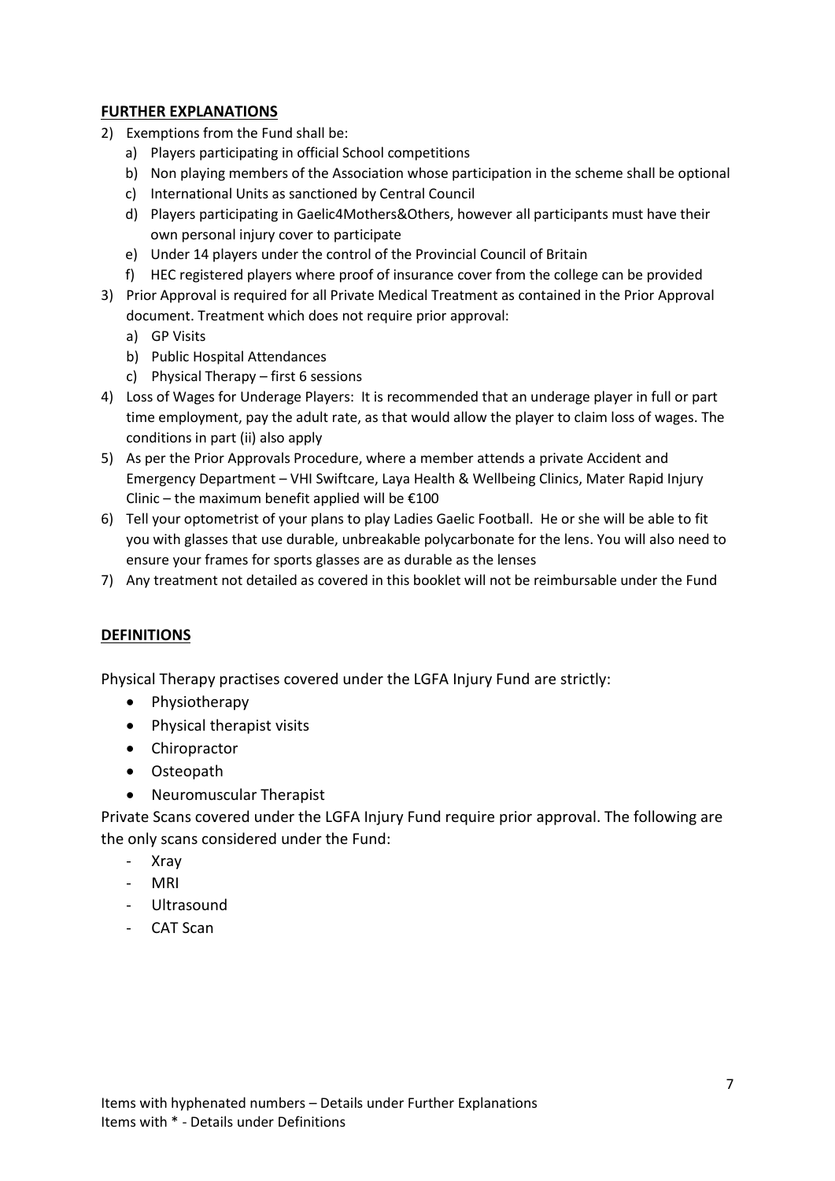## FURTHER EXPLANATIONS

2) Exemptions from the Fund shall be:
    a) Players participating in official School competitions
    b) Non playing members of the Association whose participation in the scheme shall be optional
    c) International Units as sanctioned by Central Council
    d) Players participating in Gaelic4Mothers&Others, however all participants must have their own personal injury cover to participate
    e) Under 14 players under the control of the Provincial Council of Britain
    f) HEC registered players where proof of insurance cover from the college can be provided
3) Prior Approval is required for all Private Medical Treatment as contained in the Prior Approval document. Treatment which does not require prior approval:
    a) GP Visits
    b) Public Hospital Attendances
    c) Physical Therapy – first 6 sessions
4) Loss of Wages for Underage Players: It is recommended that an underage player in full or part time employment, pay the adult rate, as that would allow the player to claim loss of wages. The conditions in part (ii) also apply
5) As per the Prior Approvals Procedure, where a member attends a private Accident and Emergency Department – VHI Swiftcare, Laya Health & Wellbeing Clinics, Mater Rapid Injury Clinic – the maximum benefit applied will be €100
6) Tell your optometrist of your plans to play Ladies Gaelic Football. He or she will be able to fit you with glasses that use durable, unbreakable polycarbonate for the lens. You will also need to ensure your frames for sports glasses are as durable as the lenses
7) Any treatment not detailed as covered in this booklet will not be reimbursable under the Fund

## DEFINITIONS

Physical Therapy practises covered under the LGFA Injury Fund are strictly:

- Physiotherapy
- Physical therapist visits
- Chiropractor
- Osteopath
- Neuromuscular Therapist

Private Scans covered under the LGFA Injury Fund require prior approval. The following are the only scans considered under the Fund:

- Xray
- MRI
- Ultrasound
- CAT Scan

Items with hyphenated numbers – Details under Further Explanations
Items with * - Details under Definitions